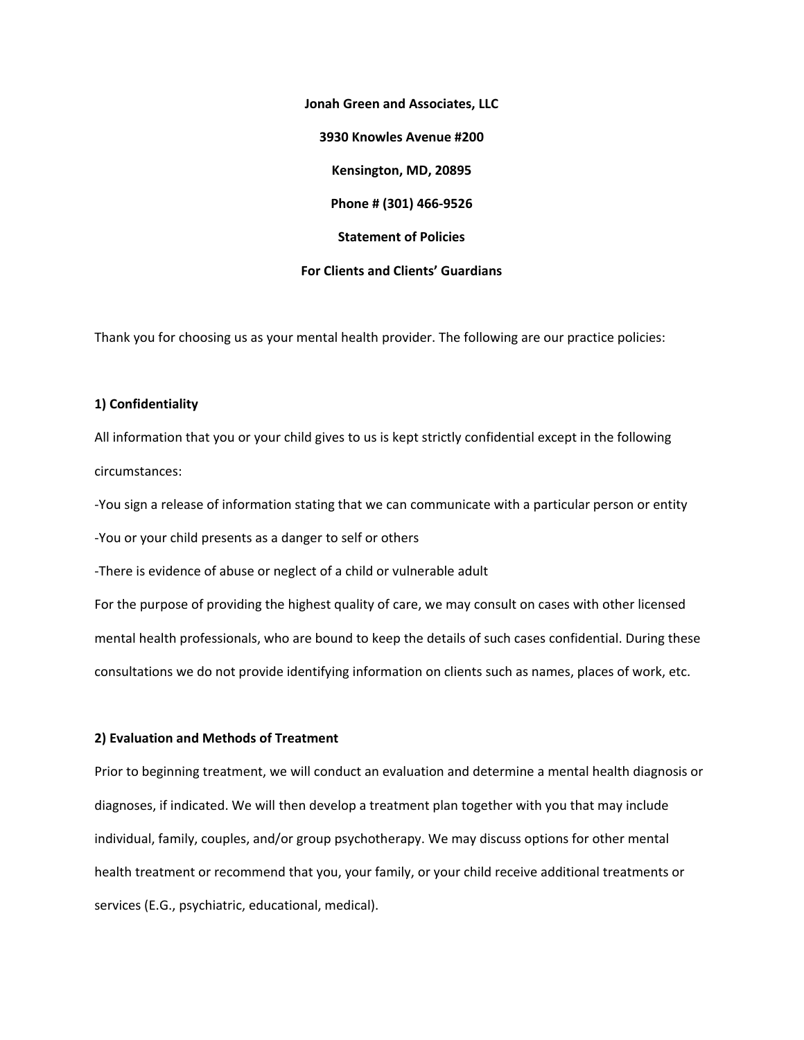**Jonah Green and Associates, LLC**

**3930 Knowles Avenue #200**

**Kensington, MD, 20895**

**Phone # (301) 466-9526**

**Statement of Policies**

**For Clients and Clients' Guardians**

Thank you for choosing us as your mental health provider. The following are our practice policies:

## 1) Confidentiality

All information that you or your child gives to us is kept strictly confidential except in the following circumstances:

-You sign a release of information stating that we can communicate with a particular person or entity

-You or your child presents as a danger to self or others

-There is evidence of abuse or neglect of a child or vulnerable adult

For the purpose of providing the highest quality of care, we may consult on cases with other licensed mental health professionals, who are bound to keep the details of such cases confidential. During these consultations we do not provide identifying information on clients such as names, places of work, etc.

## 2) Evaluation and Methods of Treatment

Prior to beginning treatment, we will conduct an evaluation and determine a mental health diagnosis or diagnoses, if indicated. We will then develop a treatment plan together with you that may include individual, family, couples, and/or group psychotherapy. We may discuss options for other mental health treatment or recommend that you, your family, or your child receive additional treatments or services (E.G., psychiatric, educational, medical).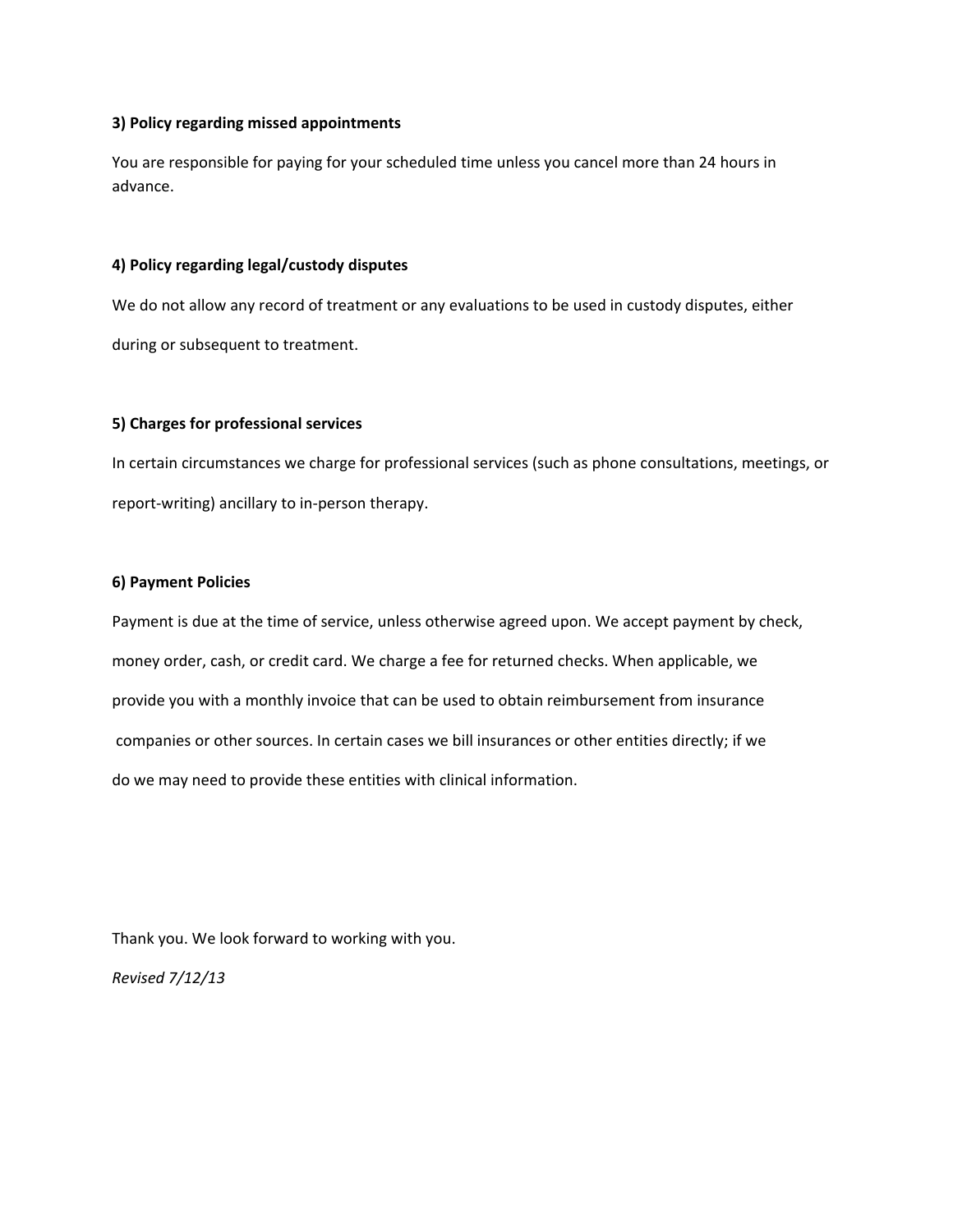**3) Policy regarding missed appointments**

You are responsible for paying for your scheduled time unless you cancel more than 24 hours in advance.

**4) Policy regarding legal/custody disputes**

We do not allow any record of treatment or any evaluations to be used in custody disputes, either during or subsequent to treatment.

**5) Charges for professional services**

In certain circumstances we charge for professional services (such as phone consultations, meetings, or report-writing) ancillary to in-person therapy.

**6) Payment Policies**

Payment is due at the time of service, unless otherwise agreed upon. We accept payment by check, money order, cash, or credit card. We charge a fee for returned checks. When applicable, we provide you with a monthly invoice that can be used to obtain reimbursement from insurance companies or other sources. In certain cases we bill insurances or other entities directly; if we do we may need to provide these entities with clinical information.

Thank you. We look forward to working with you.

*Revised 7/12/13*